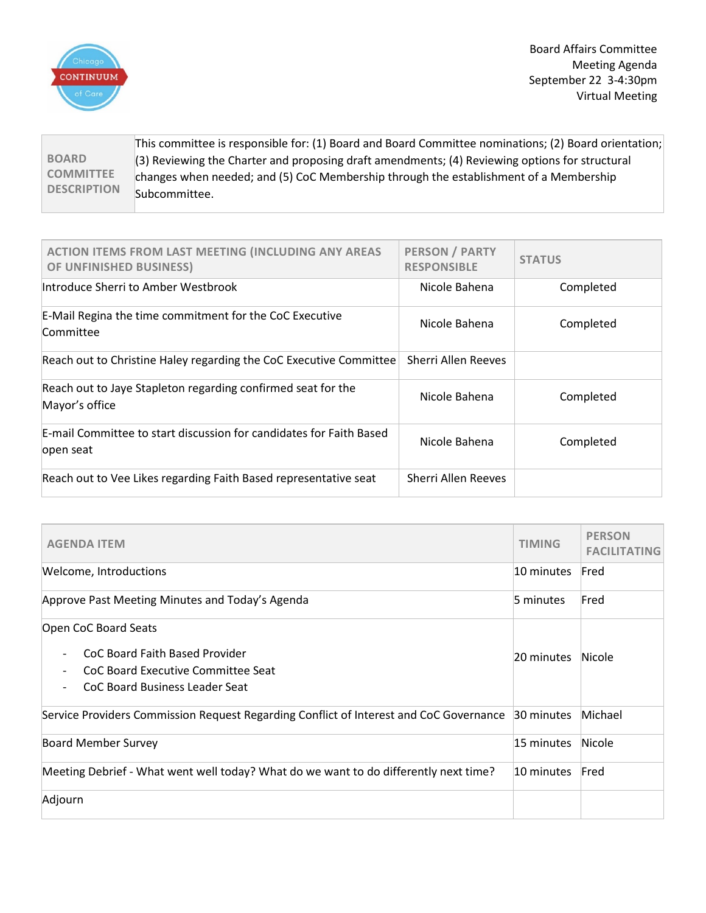Board Affairs Committee
Meeting Agenda
September 22 3-4:30pm
Virtual Meeting

| BOARD COMMITTEE DESCRIPTION | This committee is responsible for: (1) Board and Board Committee nominations; (2) Board orientation; (3) Reviewing the Charter and proposing draft amendments; (4) Reviewing options for structural changes when needed; and (5) CoC Membership through the establishment of a Membership Subcommittee. |
|---|---|

| ACTION ITEMS FROM LAST MEETING (INCLUDING ANY AREAS OF UNFINISHED BUSINESS) | PERSON / PARTY RESPONSIBLE | STATUS |
|---|---|---|
| Introduce Sherri to Amber Westbrook | Nicole Bahena | Completed |
| E-Mail Regina the time commitment for the CoC Executive Committee | Nicole Bahena | Completed |
| Reach out to Christine Haley regarding the CoC Executive Committee | Sherri Allen Reeves | |
| Reach out to Jaye Stapleton regarding confirmed seat for the Mayor's office | Nicole Bahena | Completed |
| E-mail Committee to start discussion for candidates for Faith Based open seat | Nicole Bahena | Completed |
| Reach out to Vee Likes regarding Faith Based representative seat | Sherri Allen Reeves | |

| AGENDA ITEM | TIMING | PERSON FACILITATING |
|---|---|---|
| Welcome, Introductions | 10 minutes | Fred |
| Approve Past Meeting Minutes and Today's Agenda | 5 minutes | Fred |
| Open CoC Board Seats<br>- CoC Board Faith Based Provider<br>- CoC Board Executive Committee Seat<br>- CoC Board Business Leader Seat | 20 minutes | Nicole |
| Service Providers Commission Request Regarding Conflict of Interest and CoC Governance | 30 minutes | Michael |
| Board Member Survey | 15 minutes | Nicole |
| Meeting Debrief - What went well today? What do we want to do differently next time? | 10 minutes | Fred |
| Adjourn | | |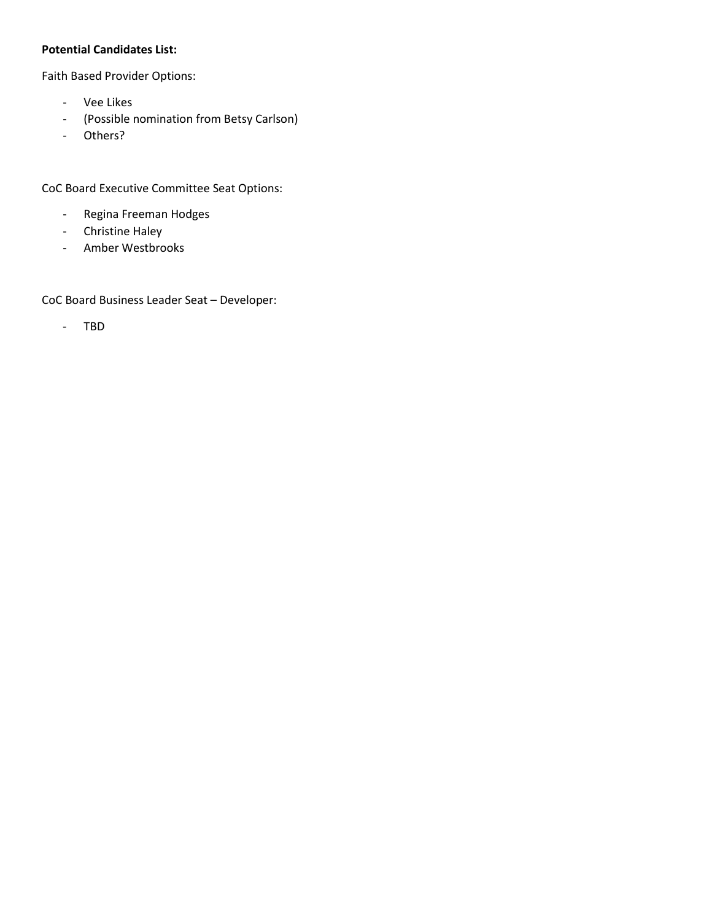**Potential Candidates List:**

Faith Based Provider Options:

- Vee Likes
- (Possible nomination from Betsy Carlson)
- Others?

CoC Board Executive Committee Seat Options:

- Regina Freeman Hodges
- Christine Haley
- Amber Westbrooks

CoC Board Business Leader Seat – Developer:

- TBD